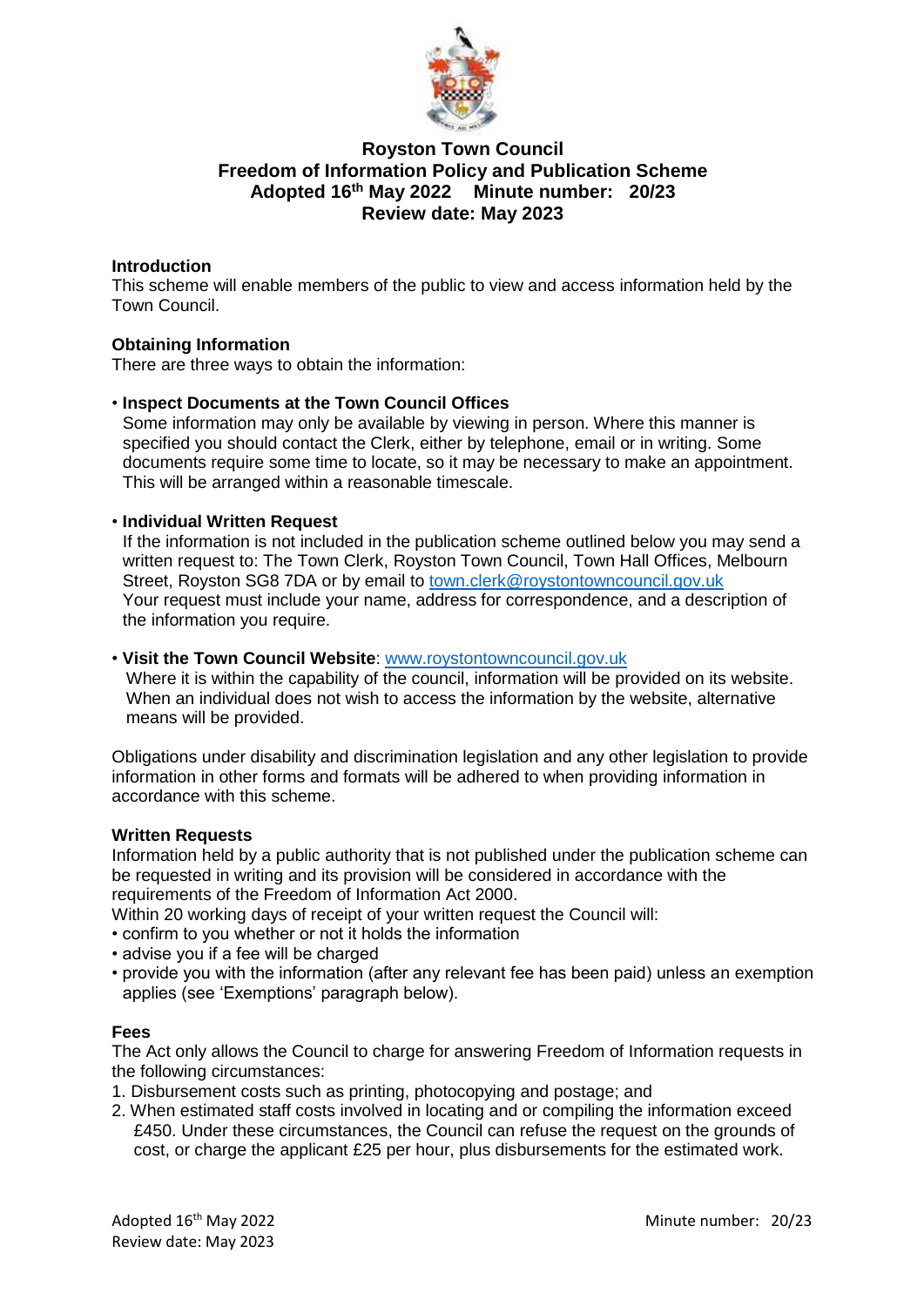# Royston Town Council
## Freedom of Information Policy and Publication Scheme
**Adopted 16th May 2022 Minute number: 20/23**
**Review date: May 2023**

### Introduction

This scheme will enable members of the public to view and access information held by the Town Council.

### Obtaining Information

There are three ways to obtain the information:

- **Inspect Documents at the Town Council Offices**
  Some information may only be available by viewing in person. Where this manner is specified you should contact the Clerk, either by telephone, email or in writing. Some documents require some time to locate, so it may be necessary to make an appointment. This will be arranged within a reasonable timescale.

- **Individual Written Request**
  If the information is not included in the publication scheme outlined below you may send a written request to: The Town Clerk, Royston Town Council, Town Hall Offices, Melbourn Street, Royston SG8 7DA or by email to town.clerk@roystontowncouncil.gov.uk
  Your request must include your name, address for correspondence, and a description of the information you require.

- **Visit the Town Council Website**: www.roystontowncouncil.gov.uk
  Where it is within the capability of the council, information will be provided on its website. When an individual does not wish to access the information by the website, alternative means will be provided.

Obligations under disability and discrimination legislation and any other legislation to provide information in other forms and formats will be adhered to when providing information in accordance with this scheme.

### Written Requests

Information held by a public authority that is not published under the publication scheme can be requested in writing and its provision will be considered in accordance with the requirements of the Freedom of Information Act 2000.

Within 20 working days of receipt of your written request the Council will:

- confirm to you whether or not it holds the information
- advise you if a fee will be charged
- provide you with the information (after any relevant fee has been paid) unless an exemption applies (see 'Exemptions' paragraph below).

### Fees

The Act only allows the Council to charge for answering Freedom of Information requests in the following circumstances:

1. Disbursement costs such as printing, photocopying and postage; and
2. When estimated staff costs involved in locating and or compiling the information exceed £450. Under these circumstances, the Council can refuse the request on the grounds of cost, or charge the applicant £25 per hour, plus disbursements for the estimated work.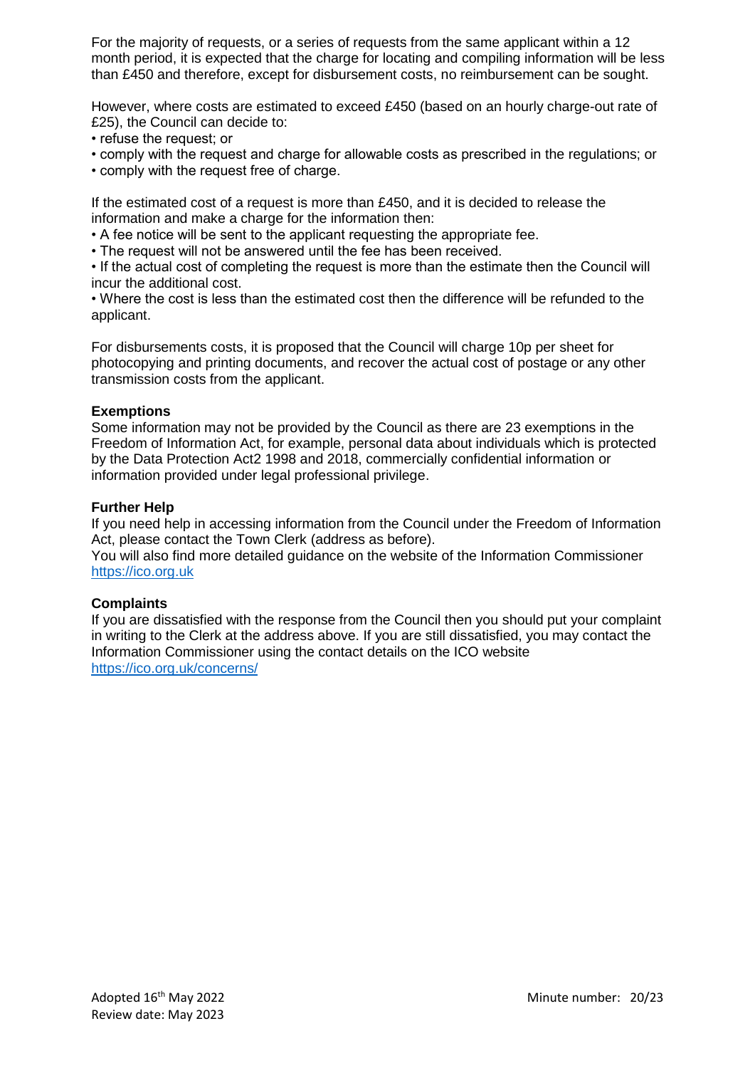For the majority of requests, or a series of requests from the same applicant within a 12 month period, it is expected that the charge for locating and compiling information will be less than £450 and therefore, except for disbursement costs, no reimbursement can be sought.

However, where costs are estimated to exceed £450 (based on an hourly charge-out rate of £25), the Council can decide to:

- refuse the request; or
- comply with the request and charge for allowable costs as prescribed in the regulations; or
- comply with the request free of charge.

If the estimated cost of a request is more than £450, and it is decided to release the information and make a charge for the information then:

- A fee notice will be sent to the applicant requesting the appropriate fee.
- The request will not be answered until the fee has been received.
- If the actual cost of completing the request is more than the estimate then the Council will incur the additional cost.
- Where the cost is less than the estimated cost then the difference will be refunded to the applicant.

For disbursements costs, it is proposed that the Council will charge 10p per sheet for photocopying and printing documents, and recover the actual cost of postage or any other transmission costs from the applicant.

**Exemptions**

Some information may not be provided by the Council as there are 23 exemptions in the Freedom of Information Act, for example, personal data about individuals which is protected by the Data Protection Act2 1998 and 2018, commercially confidential information or information provided under legal professional privilege.

**Further Help**

If you need help in accessing information from the Council under the Freedom of Information Act, please contact the Town Clerk (address as before).
You will also find more detailed guidance on the website of the Information Commissioner [https://ico.org.uk](https://ico.org.uk)

**Complaints**

If you are dissatisfied with the response from the Council then you should put your complaint in writing to the Clerk at the address above. If you are still dissatisfied, you may contact the Information Commissioner using the contact details on the ICO website [https://ico.org.uk/concerns/](https://ico.org.uk/concerns/)

Adopted 16th May 2022
Review date: May 2023

Minute number: 20/23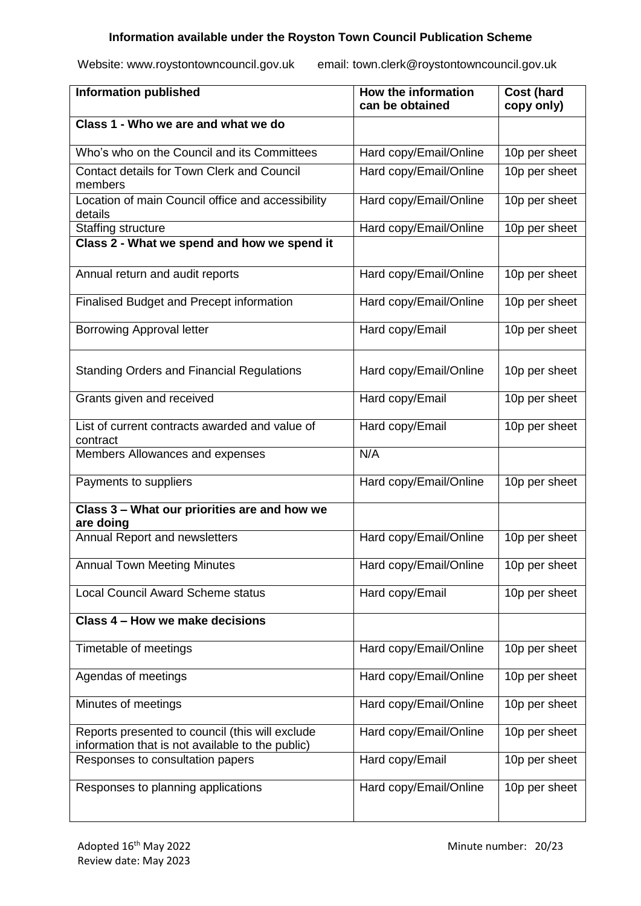**Information available under the Royston Town Council Publication Scheme**

Website: www.roystontowncouncil.gov.uk  email: town.clerk@roystontowncouncil.gov.uk

| Information published | How the information can be obtained | Cost (hard copy only) |
|---|---|---|
| **Class 1 - Who we are and what we do** | | |
| Who's who on the Council and its Committees | Hard copy/Email/Online | 10p per sheet |
| Contact details for Town Clerk and Council members | Hard copy/Email/Online | 10p per sheet |
| Location of main Council office and accessibility details | Hard copy/Email/Online | 10p per sheet |
| Staffing structure | Hard copy/Email/Online | 10p per sheet |
| **Class 2 - What we spend and how we spend it** | | |
| Annual return and audit reports | Hard copy/Email/Online | 10p per sheet |
| Finalised Budget and Precept information | Hard copy/Email/Online | 10p per sheet |
| Borrowing Approval letter | Hard copy/Email | 10p per sheet |
| Standing Orders and Financial Regulations | Hard copy/Email/Online | 10p per sheet |
| Grants given and received | Hard copy/Email | 10p per sheet |
| List of current contracts awarded and value of contract | Hard copy/Email | 10p per sheet |
| Members Allowances and expenses | N/A | |
| Payments to suppliers | Hard copy/Email/Online | 10p per sheet |
| **Class 3 – What our priorities are and how we are doing** | | |
| Annual Report and newsletters | Hard copy/Email/Online | 10p per sheet |
| Annual Town Meeting Minutes | Hard copy/Email/Online | 10p per sheet |
| Local Council Award Scheme status | Hard copy/Email | 10p per sheet |
| **Class 4 – How we make decisions** | | |
| Timetable of meetings | Hard copy/Email/Online | 10p per sheet |
| Agendas of meetings | Hard copy/Email/Online | 10p per sheet |
| Minutes of meetings | Hard copy/Email/Online | 10p per sheet |
| Reports presented to council (this will exclude information that is not available to the public) | Hard copy/Email/Online | 10p per sheet |
| Responses to consultation papers | Hard copy/Email | 10p per sheet |
| Responses to planning applications | Hard copy/Email/Online | 10p per sheet |

Adopted 16th May 2022
Review date: May 2023

Minute number: 20/23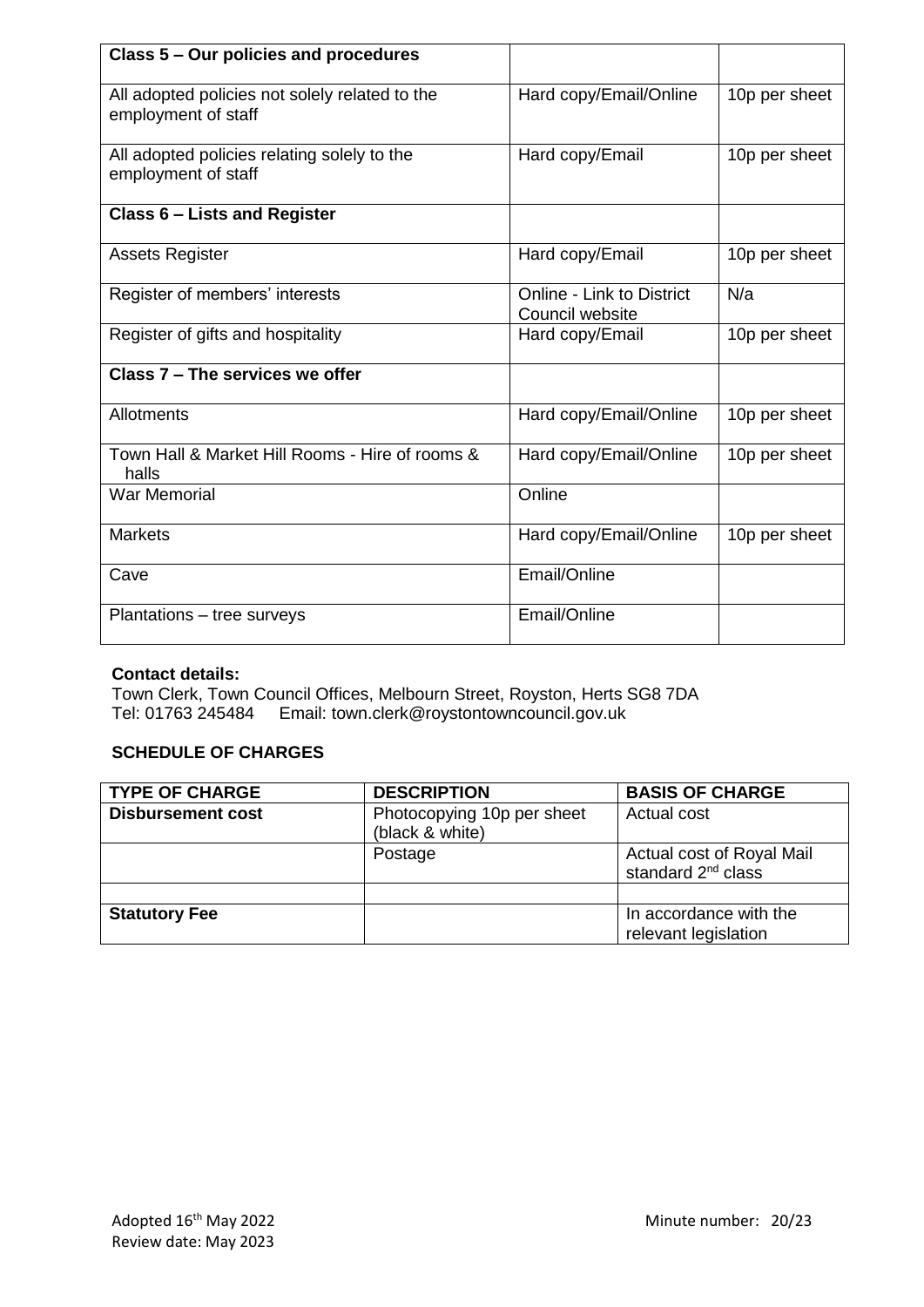| | | |
|---|---|---|
| **Class 5 – Our policies and procedures** | | |
| All adopted policies not solely related to the employment of staff | Hard copy/Email/Online | 10p per sheet |
| All adopted policies relating solely to the employment of staff | Hard copy/Email | 10p per sheet |
| **Class 6 – Lists and Register** | | |
| Assets Register | Hard copy/Email | 10p per sheet |
| Register of members' interests | Online - Link to District Council website | N/a |
| Register of gifts and hospitality | Hard copy/Email | 10p per sheet |
| **Class 7 – The services we offer** | | |
| Allotments | Hard copy/Email/Online | 10p per sheet |
| Town Hall & Market Hill Rooms - Hire of rooms & halls | Hard copy/Email/Online | 10p per sheet |
| War Memorial | Online | |
| Markets | Hard copy/Email/Online | 10p per sheet |
| Cave | Email/Online | |
| Plantations – tree surveys | Email/Online | |

**Contact details:**
Town Clerk, Town Council Offices, Melbourn Street, Royston, Herts SG8 7DA
Tel: 01763 245484 Email: town.clerk@roystontowncouncil.gov.uk

**SCHEDULE OF CHARGES**

| TYPE OF CHARGE | DESCRIPTION | BASIS OF CHARGE |
|---|---|---|
| **Disbursement cost** | Photocopying 10p per sheet (black & white) | Actual cost |
| | Postage | Actual cost of Royal Mail standard 2nd class |
| | | |
| **Statutory Fee** | | In accordance with the relevant legislation |

Adopted 16th May 2022
Review date: May 2023

Minute number: 20/23